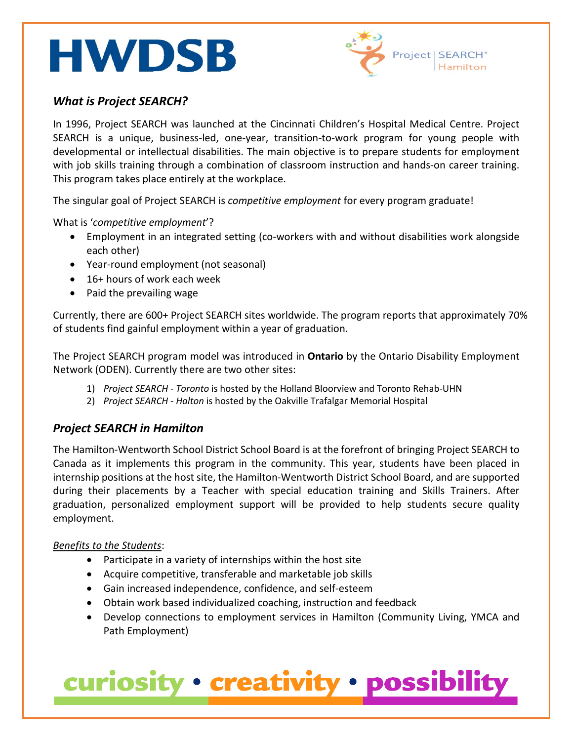# HWDSB

Project | SEARCH®
Hamilton

## *What is Project SEARCH?*

In 1996, Project SEARCH was launched at the Cincinnati Children's Hospital Medical Centre. Project SEARCH is a unique, business-led, one-year, transition-to-work program for young people with developmental or intellectual disabilities. The main objective is to prepare students for employment with job skills training through a combination of classroom instruction and hands-on career training. This program takes place entirely at the workplace.

The singular goal of Project SEARCH is *competitive employment* for every program graduate!

What is '*competitive employment*'?

- Employment in an integrated setting (co-workers with and without disabilities work alongside each other)
- Year-round employment (not seasonal)
- 16+ hours of work each week
- Paid the prevailing wage

Currently, there are 600+ Project SEARCH sites worldwide. The program reports that approximately 70% of students find gainful employment within a year of graduation.

The Project SEARCH program model was introduced in **Ontario** by the Ontario Disability Employment Network (ODEN). Currently there are two other sites:

1) *Project SEARCH - Toronto* is hosted by the Holland Bloorview and Toronto Rehab-UHN
2) *Project SEARCH - Halton* is hosted by the Oakville Trafalgar Memorial Hospital

## *Project SEARCH in Hamilton*

The Hamilton-Wentworth School District School Board is at the forefront of bringing Project SEARCH to Canada as it implements this program in the community. This year, students have been placed in internship positions at the host site, the Hamilton-Wentworth District School Board, and are supported during their placements by a Teacher with special education training and Skills Trainers. After graduation, personalized employment support will be provided to help students secure quality employment.

*Benefits to the Students*:

- Participate in a variety of internships within the host site
- Acquire competitive, transferable and marketable job skills
- Gain increased independence, confidence, and self-esteem
- Obtain work based individualized coaching, instruction and feedback
- Develop connections to employment services in Hamilton (Community Living, YMCA and Path Employment)

curiosity • creativity • possibility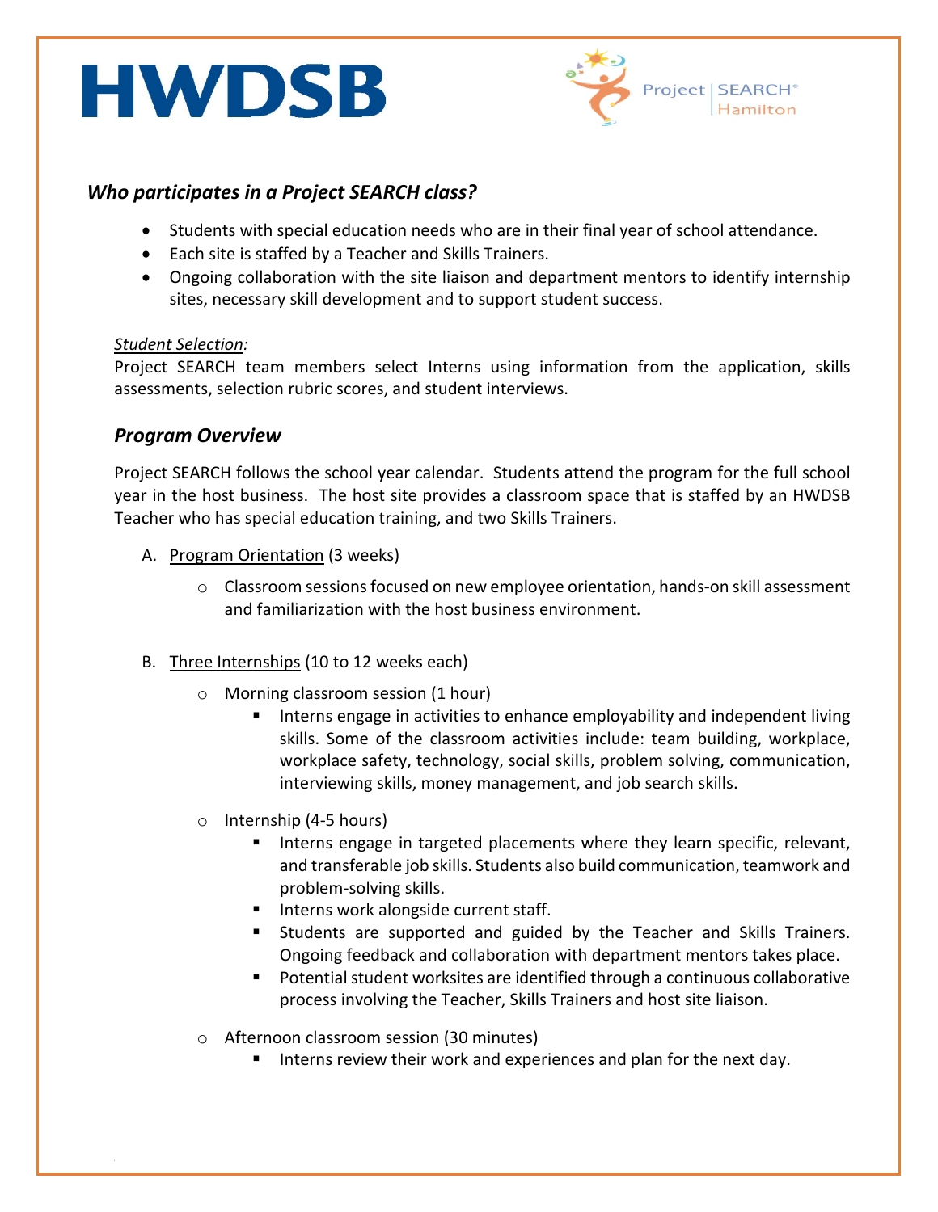HWDSB

Project | SEARCH®
Hamilton

### *Who participates in a Project SEARCH class?*

- Students with special education needs who are in their final year of school attendance.
- Each site is staffed by a Teacher and Skills Trainers.
- Ongoing collaboration with the site liaison and department mentors to identify internship sites, necessary skill development and to support student success.

*Student Selection:*
Project SEARCH team members select Interns using information from the application, skills assessments, selection rubric scores, and student interviews.

### *Program Overview*

Project SEARCH follows the school year calendar. Students attend the program for the full school year in the host business. The host site provides a classroom space that is staffed by an HWDSB Teacher who has special education training, and two Skills Trainers.

A. Program Orientation (3 weeks)
   - Classroom sessions focused on new employee orientation, hands-on skill assessment and familiarization with the host business environment.

B. Three Internships (10 to 12 weeks each)
   - Morning classroom session (1 hour)
     - Interns engage in activities to enhance employability and independent living skills. Some of the classroom activities include: team building, workplace, workplace safety, technology, social skills, problem solving, communication, interviewing skills, money management, and job search skills.
   - Internship (4-5 hours)
     - Interns engage in targeted placements where they learn specific, relevant, and transferable job skills. Students also build communication, teamwork and problem-solving skills.
     - Interns work alongside current staff.
     - Students are supported and guided by the Teacher and Skills Trainers. Ongoing feedback and collaboration with department mentors takes place.
     - Potential student worksites are identified through a continuous collaborative process involving the Teacher, Skills Trainers and host site liaison.
   - Afternoon classroom session (30 minutes)
     - Interns review their work and experiences and plan for the next day.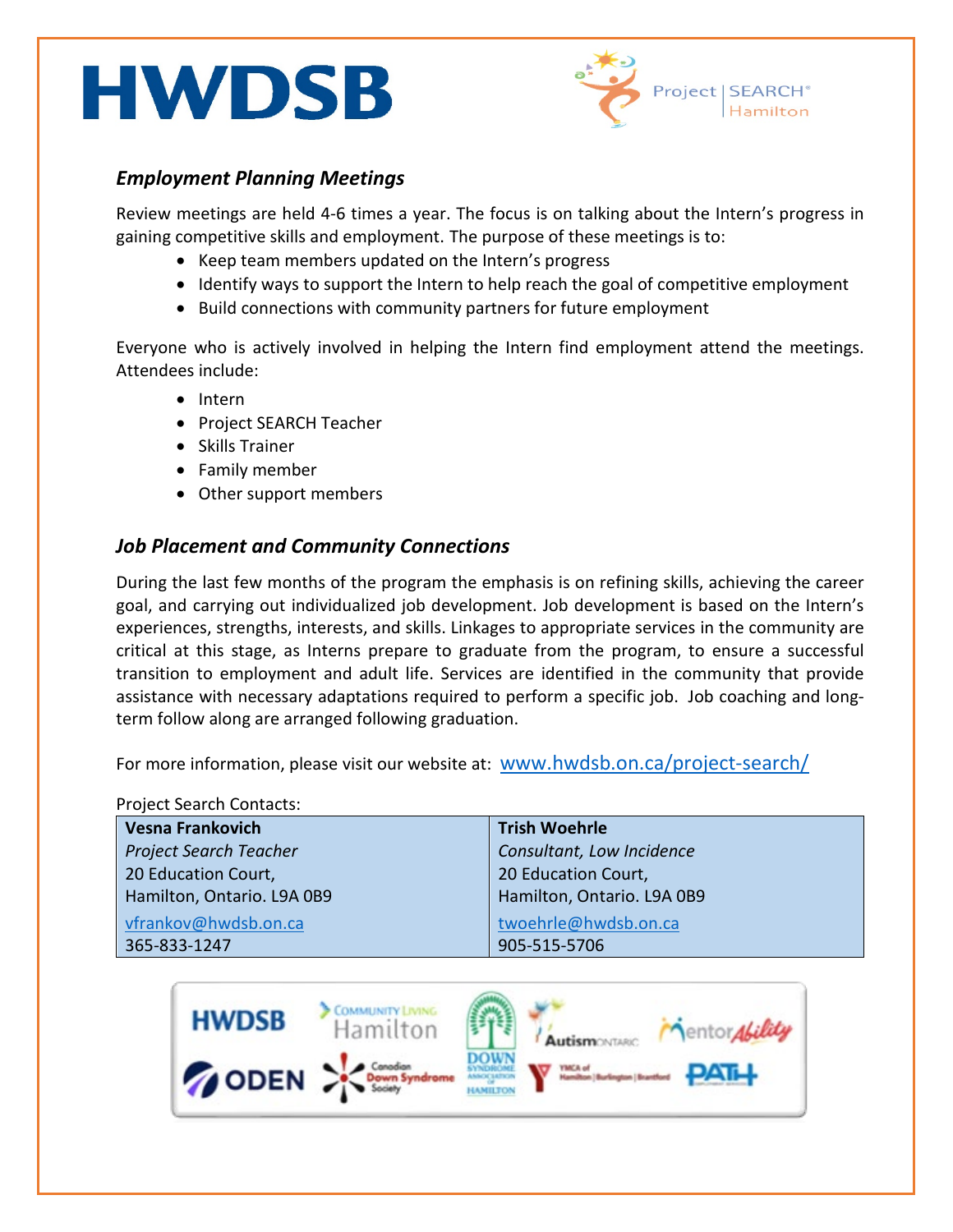### *Employment Planning Meetings*

Review meetings are held 4-6 times a year. The focus is on talking about the Intern's progress in gaining competitive skills and employment. The purpose of these meetings is to:

- Keep team members updated on the Intern's progress
- Identify ways to support the Intern to help reach the goal of competitive employment
- Build connections with community partners for future employment

Everyone who is actively involved in helping the Intern find employment attend the meetings. Attendees include:

- Intern
- Project SEARCH Teacher
- Skills Trainer
- Family member
- Other support members

### *Job Placement and Community Connections*

During the last few months of the program the emphasis is on refining skills, achieving the career goal, and carrying out individualized job development. Job development is based on the Intern's experiences, strengths, interests, and skills. Linkages to appropriate services in the community are critical at this stage, as Interns prepare to graduate from the program, to ensure a successful transition to employment and adult life. Services are identified in the community that provide assistance with necessary adaptations required to perform a specific job. Job coaching and long-term follow along are arranged following graduation.

For more information, please visit our website at: www.hwdsb.on.ca/project-search/

Project Search Contacts:

| | |
|---|---|
| **Vesna Frankovich**<br>*Project Search Teacher*<br>20 Education Court,<br>Hamilton, Ontario. L9A 0B9<br>vfrankov@hwdsb.on.ca<br>365-833-1247 | **Trish Woehrle**<br>*Consultant, Low Incidence*<br>20 Education Court,<br>Hamilton, Ontario. L9A 0B9<br>twoehrle@hwdsb.on.ca<br>905-515-5706 |